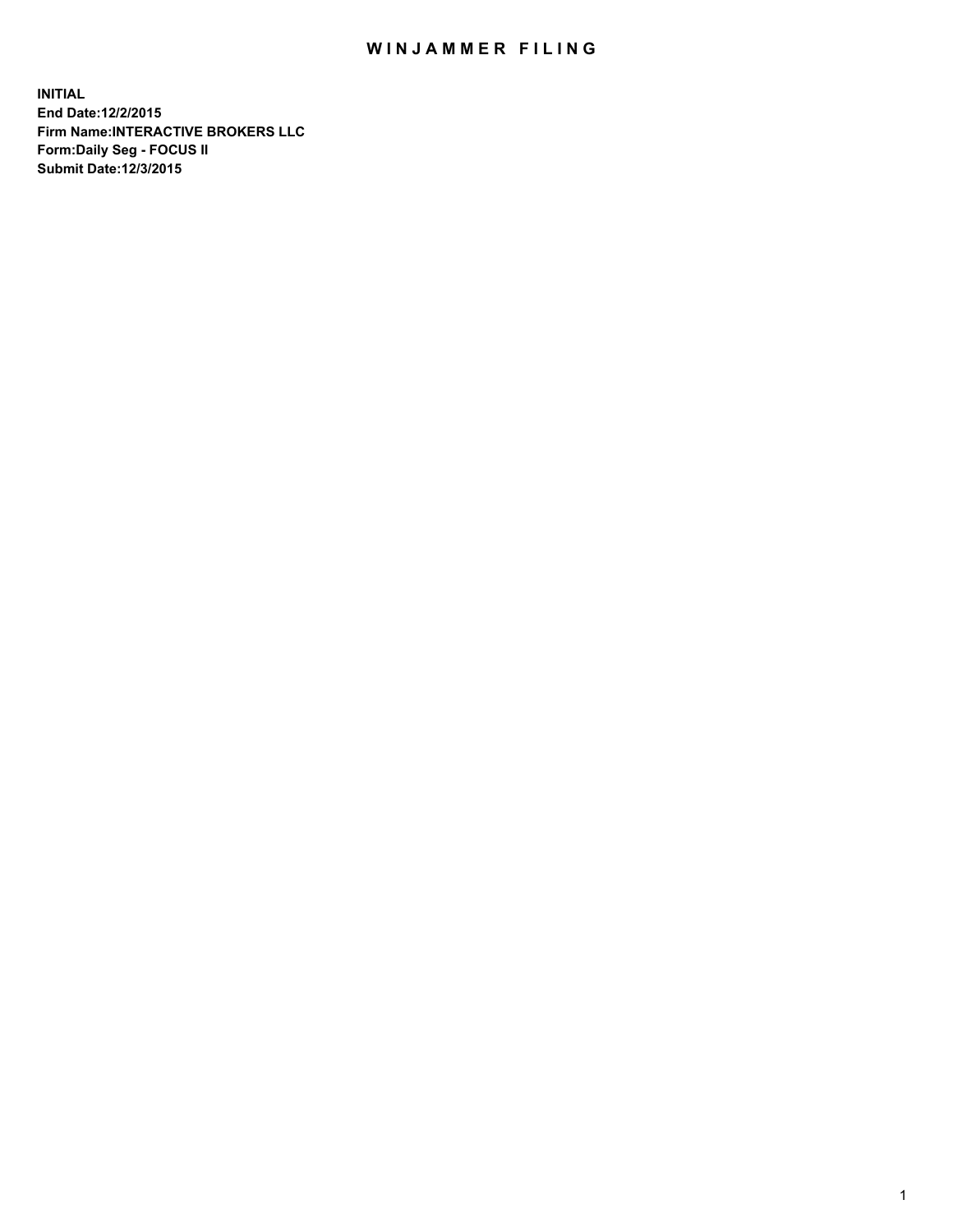# WINJAMMER FILING

**INITIAL**
**End Date:12/2/2015**
**Firm Name:INTERACTIVE BROKERS LLC**
**Form:Daily Seg - FOCUS II**
**Submit Date:12/3/2015**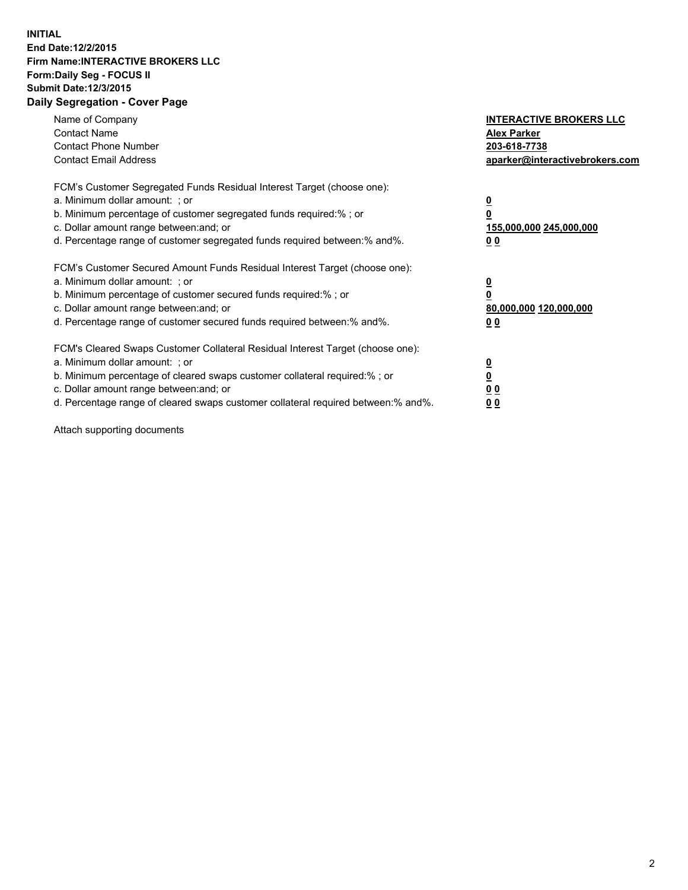**INITIAL**
**End Date:12/2/2015**
**Firm Name:INTERACTIVE BROKERS LLC**
**Form:Daily Seg - FOCUS II**
**Submit Date:12/3/2015**

## Daily Segregation - Cover Page

| | |
|---|---|
| Name of Company | **INTERACTIVE BROKERS LLC** |
| Contact Name | **Alex Parker** |
| Contact Phone Number | **203-618-7738** |
| Contact Email Address | **aparker@interactivebrokers.com** |

FCM's Customer Segregated Funds Residual Interest Target (choose one):

| | |
|---|---|
| a. Minimum dollar amount: ; or | **0** |
| b. Minimum percentage of customer segregated funds required:% ; or | **0** |
| c. Dollar amount range between:and; or | **155,000,000 245,000,000** |
| d. Percentage range of customer segregated funds required between:% and%. | **0 0** |

FCM's Customer Secured Amount Funds Residual Interest Target (choose one):

| | |
|---|---|
| a. Minimum dollar amount: ; or | **0** |
| b. Minimum percentage of customer secured funds required:% ; or | **0** |
| c. Dollar amount range between:and; or | **80,000,000 120,000,000** |
| d. Percentage range of customer secured funds required between:% and%. | **0 0** |

FCM's Cleared Swaps Customer Collateral Residual Interest Target (choose one):

| | |
|---|---|
| a. Minimum dollar amount: ; or | **0** |
| b. Minimum percentage of cleared swaps customer collateral required:% ; or | **0** |
| c. Dollar amount range between:and; or | **0 0** |
| d. Percentage range of cleared swaps customer collateral required between:% and%. | **0 0** |

Attach supporting documents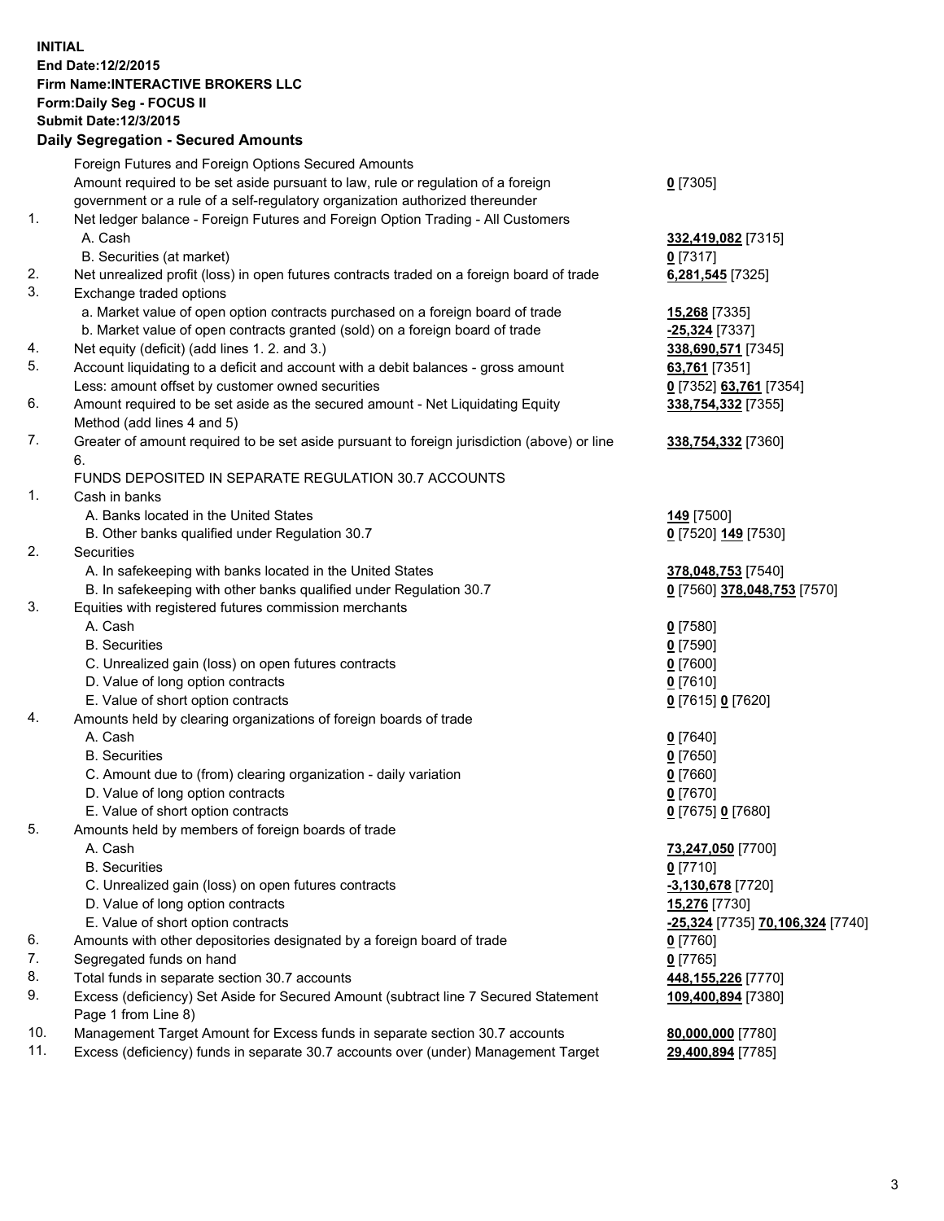**INITIAL**
**End Date:12/2/2015**
**Firm Name:INTERACTIVE BROKERS LLC**
**Form:Daily Seg - FOCUS II**
**Submit Date:12/3/2015**

## Daily Segregation - Secured Amounts

| | | |
|---|---|---|
| | Foreign Futures and Foreign Options Secured Amounts | |
| | Amount required to be set aside pursuant to law, rule or regulation of a foreign government or a rule of a self-regulatory organization authorized thereunder | **0** [7305] |
| 1. | Net ledger balance - Foreign Futures and Foreign Option Trading - All Customers | |
| | A. Cash | **332,419,082** [7315] |
| | B. Securities (at market) | **0** [7317] |
| 2. | Net unrealized profit (loss) in open futures contracts traded on a foreign board of trade | **6,281,545** [7325] |
| 3. | Exchange traded options | |
| | a. Market value of open option contracts purchased on a foreign board of trade | **15,268** [7335] |
| | b. Market value of open contracts granted (sold) on a foreign board of trade | **-25,324** [7337] |
| 4. | Net equity (deficit) (add lines 1. 2. and 3.) | **338,690,571** [7345] |
| 5. | Account liquidating to a deficit and account with a debit balances - gross amount | **63,761** [7351] |
| | Less: amount offset by customer owned securities | **0** [7352] **63,761** [7354] |
| 6. | Amount required to be set aside as the secured amount - Net Liquidating Equity Method (add lines 4 and 5) | **338,754,332** [7355] |
| 7. | Greater of amount required to be set aside pursuant to foreign jurisdiction (above) or line 6. | **338,754,332** [7360] |
| | FUNDS DEPOSITED IN SEPARATE REGULATION 30.7 ACCOUNTS | |
| 1. | Cash in banks | |
| | A. Banks located in the United States | **149** [7500] |
| | B. Other banks qualified under Regulation 30.7 | **0** [7520] **149** [7530] |
| 2. | Securities | |
| | A. In safekeeping with banks located in the United States | **378,048,753** [7540] |
| | B. In safekeeping with other banks qualified under Regulation 30.7 | **0** [7560] **378,048,753** [7570] |
| 3. | Equities with registered futures commission merchants | |
| | A. Cash | **0** [7580] |
| | B. Securities | **0** [7590] |
| | C. Unrealized gain (loss) on open futures contracts | **0** [7600] |
| | D. Value of long option contracts | **0** [7610] |
| | E. Value of short option contracts | **0** [7615] **0** [7620] |
| 4. | Amounts held by clearing organizations of foreign boards of trade | |
| | A. Cash | **0** [7640] |
| | B. Securities | **0** [7650] |
| | C. Amount due to (from) clearing organization - daily variation | **0** [7660] |
| | D. Value of long option contracts | **0** [7670] |
| | E. Value of short option contracts | **0** [7675] **0** [7680] |
| 5. | Amounts held by members of foreign boards of trade | |
| | A. Cash | **73,247,050** [7700] |
| | B. Securities | **0** [7710] |
| | C. Unrealized gain (loss) on open futures contracts | **-3,130,678** [7720] |
| | D. Value of long option contracts | **15,276** [7730] |
| | E. Value of short option contracts | **-25,324** [7735] **70,106,324** [7740] |
| 6. | Amounts with other depositories designated by a foreign board of trade | **0** [7760] |
| 7. | Segregated funds on hand | **0** [7765] |
| 8. | Total funds in separate section 30.7 accounts | **448,155,226** [7770] |
| 9. | Excess (deficiency) Set Aside for Secured Amount (subtract line 7 Secured Statement Page 1 from Line 8) | **109,400,894** [7380] |
| 10. | Management Target Amount for Excess funds in separate section 30.7 accounts | **80,000,000** [7780] |
| 11. | Excess (deficiency) funds in separate 30.7 accounts over (under) Management Target | **29,400,894** [7785] |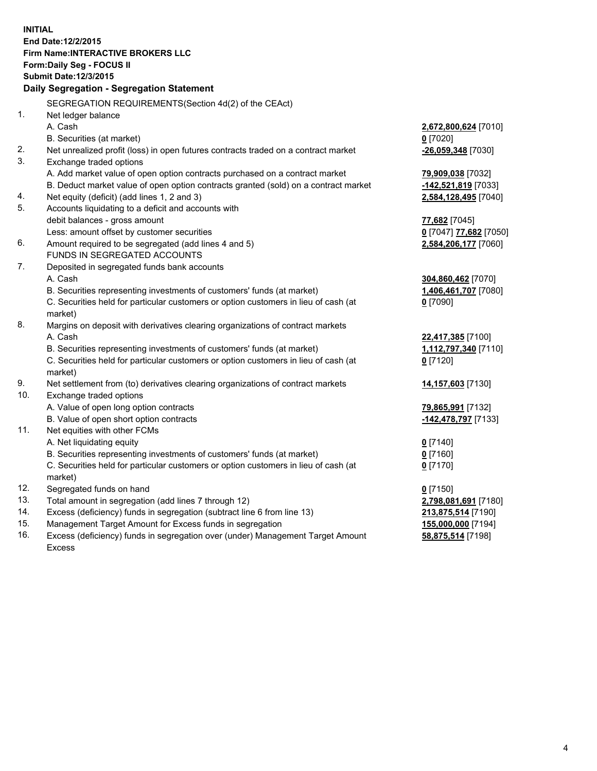**INITIAL**
**End Date:12/2/2015**
**Firm Name:INTERACTIVE BROKERS LLC**
**Form:Daily Seg - FOCUS II**
**Submit Date:12/3/2015**

### Daily Segregation - Segregation Statement

SEGREGATION REQUIREMENTS(Section 4d(2) of the CEAct)

| | | |
|---|---|---|
| 1. | Net ledger balance | |
| | A. Cash | **2,672,800,624** [7010] |
| | B. Securities (at market) | **0** [7020] |
| 2. | Net unrealized profit (loss) in open futures contracts traded on a contract market | **-26,059,348** [7030] |
| 3. | Exchange traded options | |
| | A. Add market value of open option contracts purchased on a contract market | **79,909,038** [7032] |
| | B. Deduct market value of open option contracts granted (sold) on a contract market | **-142,521,819** [7033] |
| 4. | Net equity (deficit) (add lines 1, 2 and 3) | **2,584,128,495** [7040] |
| 5. | Accounts liquidating to a deficit and accounts with | |
| | debit balances - gross amount | **77,682** [7045] |
| | Less: amount offset by customer securities | **0** [7047] **77,682** [7050] |
| 6. | Amount required to be segregated (add lines 4 and 5) | **2,584,206,177** [7060] |
| | FUNDS IN SEGREGATED ACCOUNTS | |
| 7. | Deposited in segregated funds bank accounts | |
| | A. Cash | **304,860,462** [7070] |
| | B. Securities representing investments of customers' funds (at market) | **1,406,461,707** [7080] |
| | C. Securities held for particular customers or option customers in lieu of cash (at market) | **0** [7090] |
| 8. | Margins on deposit with derivatives clearing organizations of contract markets | |
| | A. Cash | **22,417,385** [7100] |
| | B. Securities representing investments of customers' funds (at market) | **1,112,797,340** [7110] |
| | C. Securities held for particular customers or option customers in lieu of cash (at market) | **0** [7120] |
| 9. | Net settlement from (to) derivatives clearing organizations of contract markets | **14,157,603** [7130] |
| 10. | Exchange traded options | |
| | A. Value of open long option contracts | **79,865,991** [7132] |
| | B. Value of open short option contracts | **-142,478,797** [7133] |
| 11. | Net equities with other FCMs | |
| | A. Net liquidating equity | **0** [7140] |
| | B. Securities representing investments of customers' funds (at market) | **0** [7160] |
| | C. Securities held for particular customers or option customers in lieu of cash (at market) | **0** [7170] |
| 12. | Segregated funds on hand | **0** [7150] |
| 13. | Total amount in segregation (add lines 7 through 12) | **2,798,081,691** [7180] |
| 14. | Excess (deficiency) funds in segregation (subtract line 6 from line 13) | **213,875,514** [7190] |
| 15. | Management Target Amount for Excess funds in segregation | **155,000,000** [7194] |
| 16. | Excess (deficiency) funds in segregation over (under) Management Target Amount Excess | **58,875,514** [7198] |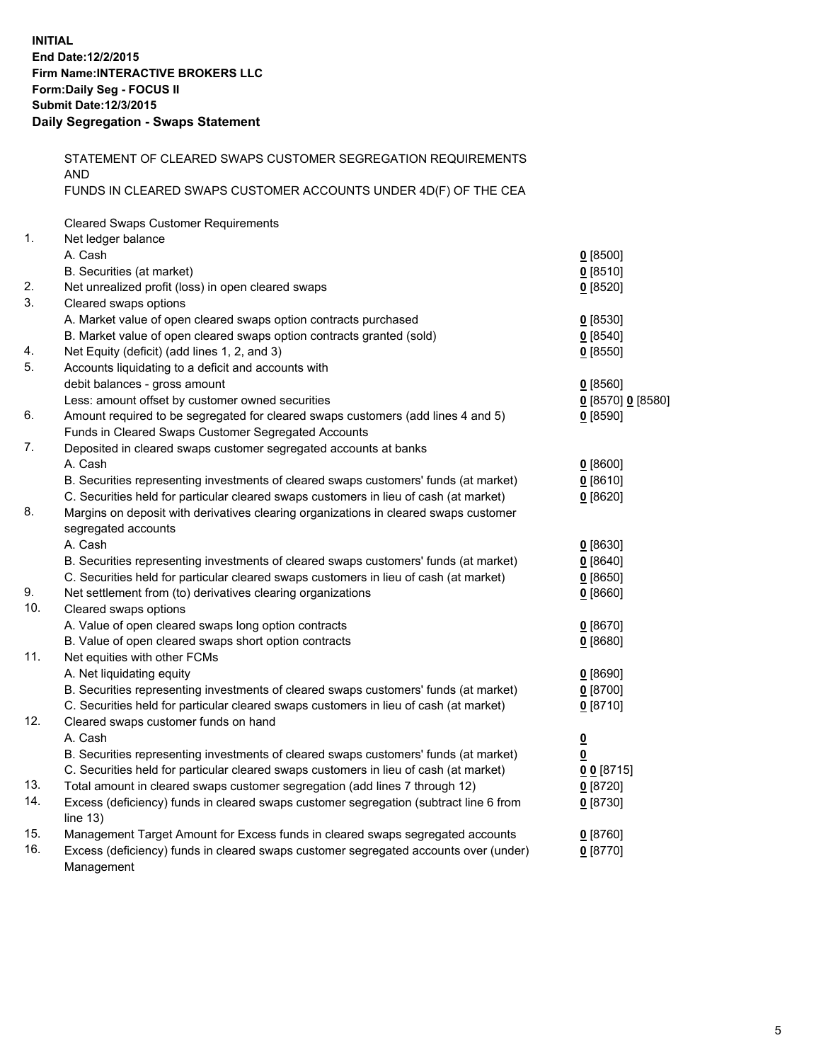**INITIAL**
**End Date:12/2/2015**
**Firm Name:INTERACTIVE BROKERS LLC**
**Form:Daily Seg - FOCUS II**
**Submit Date:12/3/2015**
**Daily Segregation - Swaps Statement**

STATEMENT OF CLEARED SWAPS CUSTOMER SEGREGATION REQUIREMENTS AND FUNDS IN CLEARED SWAPS CUSTOMER ACCOUNTS UNDER 4D(F) OF THE CEA

| | | |
|---|---|---|
| | Cleared Swaps Customer Requirements | |
| 1. | Net ledger balance | |
| | A. Cash | 0 [8500] |
| | B. Securities (at market) | 0 [8510] |
| 2. | Net unrealized profit (loss) in open cleared swaps | 0 [8520] |
| 3. | Cleared swaps options | |
| | A. Market value of open cleared swaps option contracts purchased | 0 [8530] |
| | B. Market value of open cleared swaps option contracts granted (sold) | 0 [8540] |
| 4. | Net Equity (deficit) (add lines 1, 2, and 3) | 0 [8550] |
| 5. | Accounts liquidating to a deficit and accounts with debit balances - gross amount | 0 [8560] |
| | Less: amount offset by customer owned securities | 0 [8570] 0 [8580] |
| 6. | Amount required to be segregated for cleared swaps customers (add lines 4 and 5) | 0 [8590] |
| | Funds in Cleared Swaps Customer Segregated Accounts | |
| 7. | Deposited in cleared swaps customer segregated accounts at banks | |
| | A. Cash | 0 [8600] |
| | B. Securities representing investments of cleared swaps customers' funds (at market) | 0 [8610] |
| | C. Securities held for particular cleared swaps customers in lieu of cash (at market) | 0 [8620] |
| 8. | Margins on deposit with derivatives clearing organizations in cleared swaps customer segregated accounts | |
| | A. Cash | 0 [8630] |
| | B. Securities representing investments of cleared swaps customers' funds (at market) | 0 [8640] |
| | C. Securities held for particular cleared swaps customers in lieu of cash (at market) | 0 [8650] |
| 9. | Net settlement from (to) derivatives clearing organizations | 0 [8660] |
| 10. | Cleared swaps options | |
| | A. Value of open cleared swaps long option contracts | 0 [8670] |
| | B. Value of open cleared swaps short option contracts | 0 [8680] |
| 11. | Net equities with other FCMs | |
| | A. Net liquidating equity | 0 [8690] |
| | B. Securities representing investments of cleared swaps customers' funds (at market) | 0 [8700] |
| | C. Securities held for particular cleared swaps customers in lieu of cash (at market) | 0 [8710] |
| 12. | Cleared swaps customer funds on hand | |
| | A. Cash | 0 |
| | B. Securities representing investments of cleared swaps customers' funds (at market) | 0 |
| | C. Securities held for particular cleared swaps customers in lieu of cash (at market) | 0 0 [8715] |
| 13. | Total amount in cleared swaps customer segregation (add lines 7 through 12) | 0 [8720] |
| 14. | Excess (deficiency) funds in cleared swaps customer segregation (subtract line 6 from line 13) | 0 [8730] |
| 15. | Management Target Amount for Excess funds in cleared swaps segregated accounts | 0 [8760] |
| 16. | Excess (deficiency) funds in cleared swaps customer segregated accounts over (under) Management | 0 [8770] |